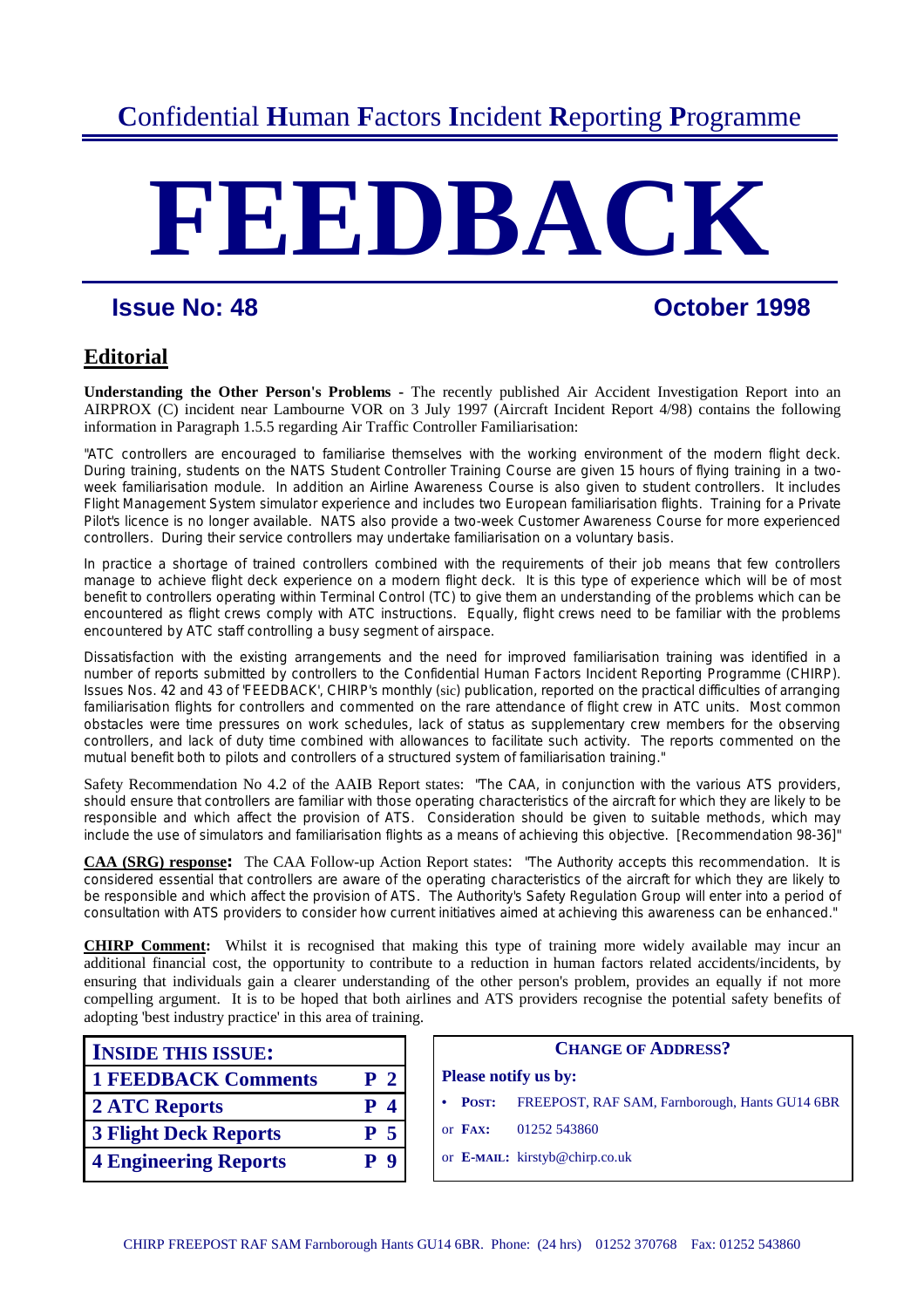# Confidential Human Factors Incident Reporting Programme

# FEEDBACK

**Issue No: 48** | **October 1998**

## Editorial

**Understanding the Other Person's Problems -** The recently published Air Accident Investigation Report into an AIRPROX (C) incident near Lambourne VOR on 3 July 1997 (Aircraft Incident Report 4/98) contains the following information in Paragraph 1.5.5 regarding Air Traffic Controller Familiarisation:

"ATC controllers are encouraged to familiarise themselves with the working environment of the modern flight deck. During training, students on the NATS Student Controller Training Course are given 15 hours of flying training in a two-week familiarisation module. In addition an Airline Awareness Course is also given to student controllers. It includes Flight Management System simulator experience and includes two European familiarisation flights. Training for a Private Pilot's licence is no longer available. NATS also provide a two-week Customer Awareness Course for more experienced controllers. During their service controllers may undertake familiarisation on a voluntary basis.

In practice a shortage of trained controllers combined with the requirements of their job means that few controllers manage to achieve flight deck experience on a modern flight deck. It is this type of experience which will be of most benefit to controllers operating within Terminal Control (TC) to give them an understanding of the problems which can be encountered as flight crews comply with ATC instructions. Equally, flight crews need to be familiar with the problems encountered by ATC staff controlling a busy segment of airspace.

Dissatisfaction with the existing arrangements and the need for improved familiarisation training was identified in a number of reports submitted by controllers to the Confidential Human Factors Incident Reporting Programme (CHIRP). Issues Nos. 42 and 43 of 'FEEDBACK', CHIRP's monthly (sic) publication, reported on the practical difficulties of arranging familiarisation flights for controllers and commented on the rare attendance of flight crew in ATC units. Most common obstacles were time pressures on work schedules, lack of status as supplementary crew members for the observing controllers, and lack of duty time combined with allowances to facilitate such activity. The reports commented on the mutual benefit both to pilots and controllers of a structured system of familiarisation training."

Safety Recommendation No 4.2 of the AAIB Report states: "The CAA, in conjunction with the various ATS providers, should ensure that controllers are familiar with those operating characteristics of the aircraft for which they are likely to be responsible and which affect the provision of ATS. Consideration should be given to suitable methods, which may include the use of simulators and familiarisation flights as a means of achieving this objective. [Recommendation 98-36]"

**CAA (SRG) response:** The CAA Follow-up Action Report states: "The Authority accepts this recommendation. It is considered essential that controllers are aware of the operating characteristics of the aircraft for which they are likely to be responsible and which affect the provision of ATS. The Authority's Safety Regulation Group will enter into a period of consultation with ATS providers to consider how current initiatives aimed at achieving this awareness can be enhanced."

**CHIRP Comment:** Whilst it is recognised that making this type of training more widely available may incur an additional financial cost, the opportunity to contribute to a reduction in human factors related accidents/incidents, by ensuring that individuals gain a clearer understanding of the other person's problem, provides an equally if not more compelling argument. It is to be hoped that both airlines and ATS providers recognise the potential safety benefits of adopting 'best industry practice' in this area of training.

| INSIDE THIS ISSUE: | |
|---|---|
| 1 FEEDBACK Comments | P 2 |
| 2 ATC Reports | P 4 |
| 3 Flight Deck Reports | P 5 |
| 4 Engineering Reports | P 9 |

**CHANGE OF ADDRESS?**

**Please notify us by:**

- **POST:** FREEPOST, RAF SAM, Farnborough, Hants GU14 6BR

or **FAX:** 01252 543860

or **E-MAIL:** kirstyb@chirp.co.uk

CHIRP FREEPOST RAF SAM Farnborough Hants GU14 6BR. Phone: (24 hrs) 01252 370768 Fax: 01252 543860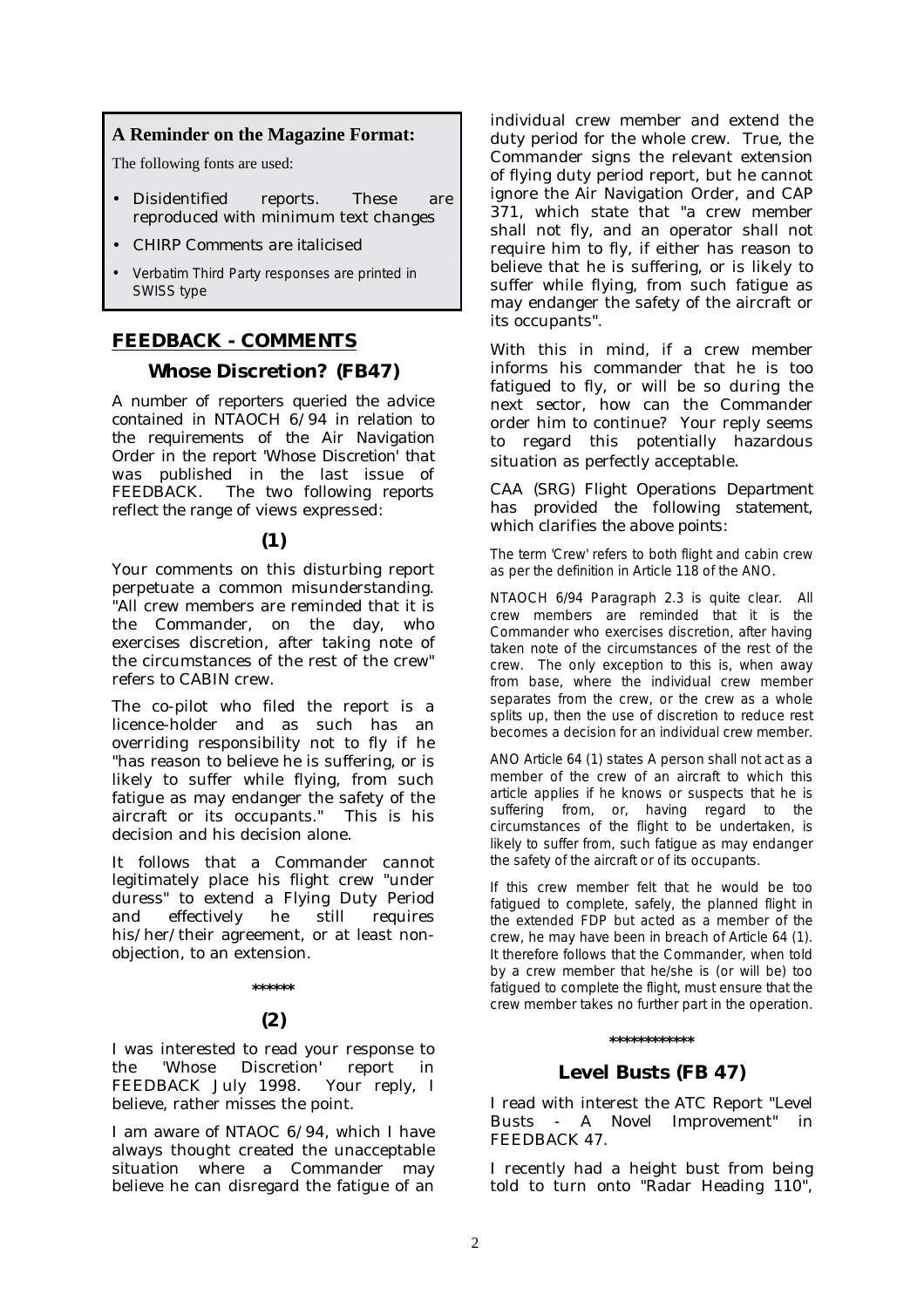**A Reminder on the Magazine Format:**

The following fonts are used:

- Disidentified reports. These are reproduced with minimum text changes
- CHIRP Comments are italicised
- Verbatim Third Party responses are printed in SWISS type

## FEEDBACK - COMMENTS

### Whose Discretion? (FB47)

A number of reporters queried the advice contained in NTAOCH 6/94 in relation to the requirements of the Air Navigation Order in the report 'Whose Discretion' that was published in the last issue of FEEDBACK. The two following reports reflect the range of views expressed:

**(1)**

Your comments on this disturbing report perpetuate a common misunderstanding. "All crew members are reminded that it is the Commander, on the day, who exercises discretion, after taking note of the circumstances of the rest of the crew" refers to CABIN crew.

The co-pilot who filed the report is a licence-holder and as such has an overriding responsibility not to fly if he "has reason to believe he is suffering, or is likely to suffer while flying, from such fatigue as may endanger the safety of the aircraft or its occupants." This is his decision and his decision alone.

It follows that a Commander cannot legitimately place his flight crew "under duress" to extend a Flying Duty Period and effectively he still requires his/her/their agreement, or at least non-objection, to an extension.

\*\*\*\*\*\*

**(2)**

I was interested to read your response to the 'Whose Discretion' report in FEEDBACK July 1998. Your reply, I believe, rather misses the point.

I am aware of NTAOC 6/94, which I have always thought created the unacceptable situation where a Commander may believe he can disregard the fatigue of an individual crew member and extend the duty period for the whole crew. True, the Commander signs the relevant extension of flying duty period report, but he cannot ignore the Air Navigation Order, and CAP 371, which state that "a crew member shall not fly, and an operator shall not require him to fly, if either has reason to believe that he is suffering, or is likely to suffer while flying, from such fatigue as may endanger the safety of the aircraft or its occupants".

With this in mind, if a crew member informs his commander that he is too fatigued to fly, or will be so during the next sector, how can the Commander order him to continue? Your reply seems to regard this potentially hazardous situation as perfectly acceptable.

CAA (SRG) Flight Operations Department has provided the following statement, which clarifies the above points:

The term 'Crew' refers to both flight and cabin crew as per the definition in Article 118 of the ANO.

NTAOCH 6/94 Paragraph 2.3 is quite clear. All crew members are reminded that it is the Commander who exercises discretion, after having taken note of the circumstances of the rest of the crew. The only exception to this is, when away from base, where the individual crew member separates from the crew, or the crew as a whole splits up, then the use of discretion to reduce rest becomes a decision for an individual crew member.

ANO Article 64 (1) states A person shall not act as a member of the crew of an aircraft to which this article applies if he knows or suspects that he is suffering from, or, having regard to the circumstances of the flight to be undertaken, is likely to suffer from, such fatigue as may endanger the safety of the aircraft or of its occupants.

If this crew member felt that he would be too fatigued to complete, safely, the planned flight in the extended FDP but acted as a member of the crew, he may have been in breach of Article 64 (1). It therefore follows that the Commander, when told by a crew member that he/she is (or will be) too fatigued to complete the flight, must ensure that the crew member takes no further part in the operation.

\*\*\*\*\*\*\*\*\*\*\*\*

### Level Busts (FB 47)

I read with interest the ATC Report "Level Busts - A Novel Improvement" in FEEDBACK 47.

I recently had a height bust from being told to turn onto "Radar Heading 110",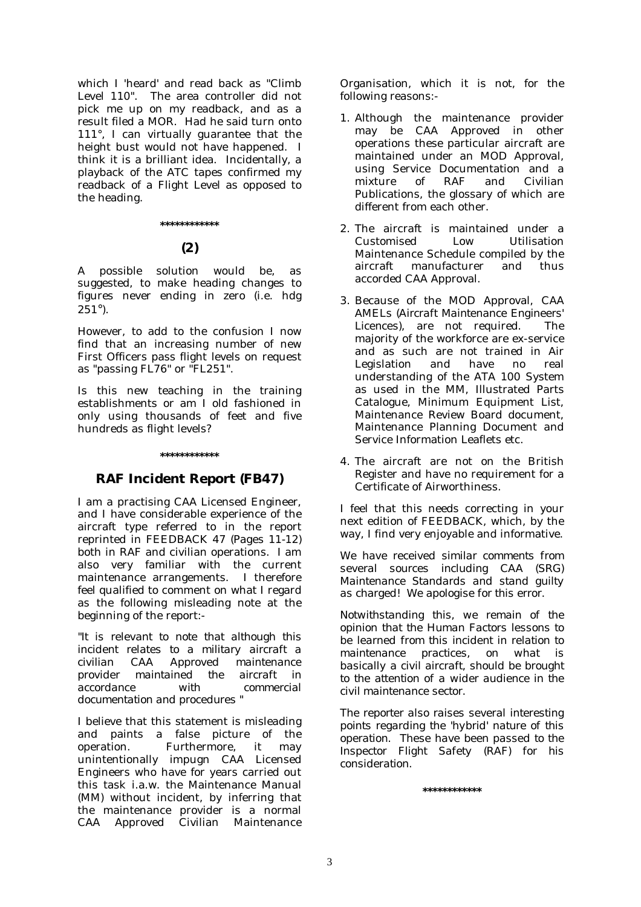which I 'heard' and read back as "Climb Level 110". The area controller did not pick me up on my readback, and as a result filed a MOR. Had he said turn onto 111°, I can virtually guarantee that the height bust would not have happened. I think it is a brilliant idea. Incidentally, a playback of the ATC tapes confirmed my readback of a Flight Level as opposed to the heading.

************

**(2)**

A possible solution would be, as suggested, to make heading changes to figures never ending in zero (i.e. hdg 251°).

However, to add to the confusion I now find that an increasing number of new First Officers pass flight levels on request as "passing FL76" or "FL251".

Is this new teaching in the training establishments or am I old fashioned in only using thousands of feet and five hundreds as flight levels?

************

## RAF Incident Report (FB47)

I am a practising CAA Licensed Engineer, and I have considerable experience of the aircraft type referred to in the report reprinted in FEEDBACK 47 (Pages 11-12) both in RAF and civilian operations. I am also very familiar with the current maintenance arrangements. I therefore feel qualified to comment on what I regard as the following misleading note at the beginning of the report:-

*"It is relevant to note that although this incident relates to a military aircraft a civilian CAA Approved maintenance provider maintained the aircraft in accordance with commercial documentation and procedures "*

I believe that this statement is misleading and paints a false picture of the operation. Furthermore, it may unintentionally impugn CAA Licensed Engineers who have for years carried out this task i.a.w. the Maintenance Manual (MM) without incident, by inferring that the maintenance provider is a normal CAA Approved Civilian Maintenance Organisation, which it is not, for the following reasons:-

1. Although the maintenance provider may be CAA Approved in other operations these particular aircraft are maintained under an MOD Approval, using Service Documentation and a mixture of RAF and Civilian Publications, the glossary of which are different from each other.
2. The aircraft is maintained under a Customised Low Utilisation Maintenance Schedule compiled by the aircraft manufacturer and thus accorded CAA Approval.
3. Because of the MOD Approval, CAA AMELs (Aircraft Maintenance Engineers' Licences), are not required. The majority of the workforce are ex-service and as such are not trained in Air Legislation and have no real understanding of the ATA 100 System as used in the MM, Illustrated Parts Catalogue, Minimum Equipment List, Maintenance Review Board document, Maintenance Planning Document and Service Information Leaflets etc.
4. The aircraft are not on the British Register and have no requirement for a Certificate of Airworthiness.

I feel that this needs correcting in your next edition of FEEDBACK, which, by the way, I find very enjoyable and informative.

*We have received similar comments from several sources including CAA (SRG) Maintenance Standards and stand guilty as charged! We apologise for this error.*

*Notwithstanding this, we remain of the opinion that the Human Factors lessons to be learned from this incident in relation to maintenance practices, on what is basically a civil aircraft, should be brought to the attention of a wider audience in the civil maintenance sector.*

*The reporter also raises several interesting points regarding the 'hybrid' nature of this operation. These have been passed to the Inspector Flight Safety (RAF) for his consideration.*

************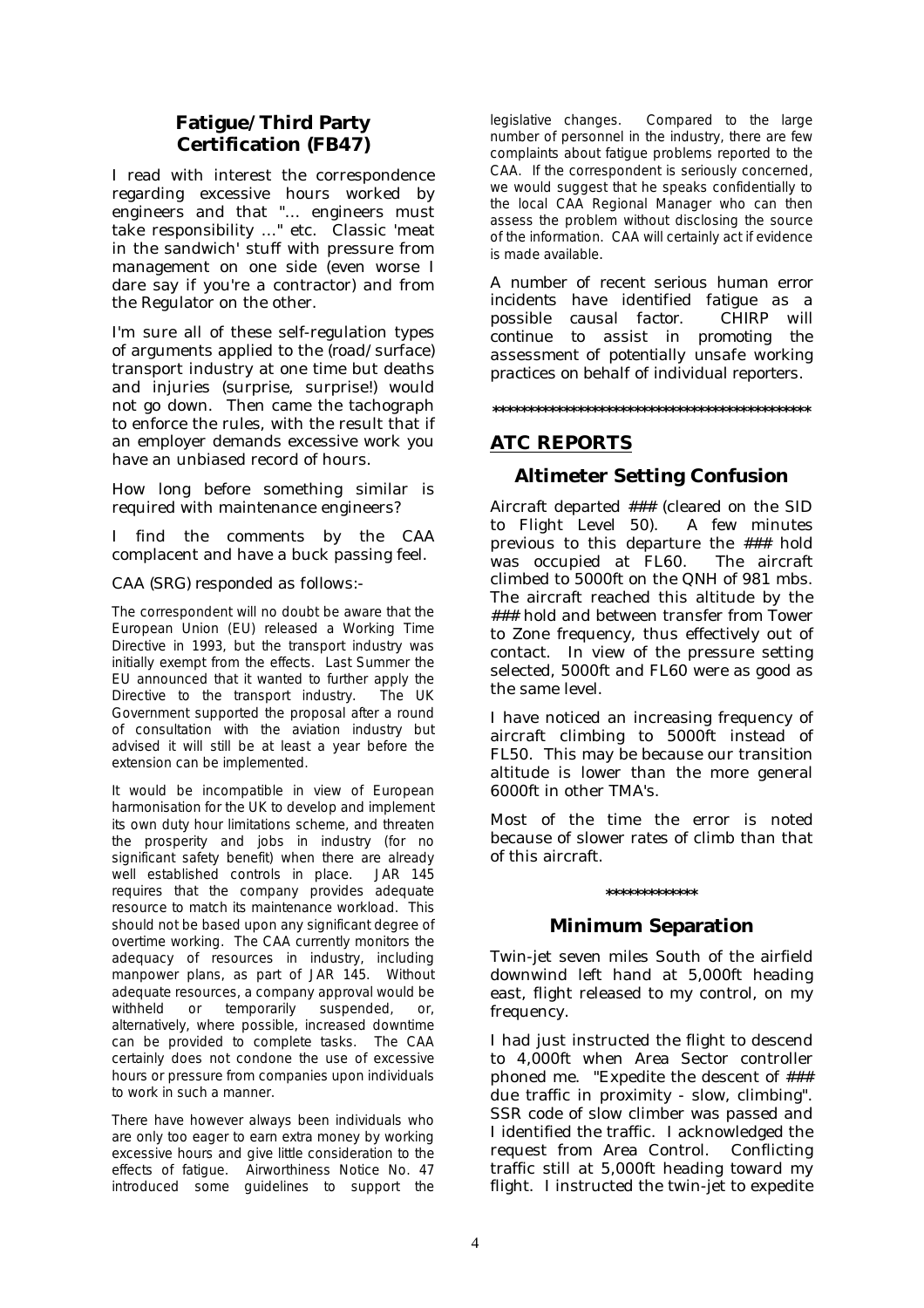## Fatigue/Third Party Certification (FB47)

I read with interest the correspondence regarding excessive hours worked by engineers and that "... engineers must take responsibility ..." etc. Classic 'meat in the sandwich' stuff with pressure from management on one side (even worse I dare say if you're a contractor) and from the Regulator on the other.

I'm sure all of these self-regulation types of arguments applied to the (road/surface) transport industry at one time but deaths and injuries (surprise, surprise!) would not go down. Then came the tachograph to enforce the rules, with the result that if an employer demands excessive work you have an unbiased record of hours.

How long before something similar is required with maintenance engineers?

I find the comments by the CAA complacent and have a buck passing feel.

CAA (SRG) responded as follows:-

The correspondent will no doubt be aware that the European Union (EU) released a Working Time Directive in 1993, but the transport industry was initially exempt from the effects. Last Summer the EU announced that it wanted to further apply the Directive to the transport industry. The UK Government supported the proposal after a round of consultation with the aviation industry but advised it will still be at least a year before the extension can be implemented.

It would be incompatible in view of European harmonisation for the UK to develop and implement its own duty hour limitations scheme, and threaten the prosperity and jobs in industry (for no significant safety benefit) when there are already well established controls in place. JAR 145 requires that the company provides adequate resource to match its maintenance workload. This should not be based upon any significant degree of overtime working. The CAA currently monitors the adequacy of resources in industry, including manpower plans, as part of JAR 145. Without adequate resources, a company approval would be withheld or temporarily suspended, or, alternatively, where possible, increased downtime can be provided to complete tasks. The CAA certainly does not condone the use of excessive hours or pressure from companies upon individuals to work in such a manner.

There have however always been individuals who are only too eager to earn extra money by working excessive hours and give little consideration to the effects of fatigue. Airworthiness Notice No. 47 introduced some guidelines to support the legislative changes. Compared to the large number of personnel in the industry, there are few complaints about fatigue problems reported to the CAA. If the correspondent is seriously concerned, we would suggest that he speaks confidentially to the local CAA Regional Manager who can then assess the problem without disclosing the source of the information. CAA will certainly act if evidence is made available.

A number of recent serious human error incidents have identified fatigue as a possible causal factor. CHIRP will continue to assist in promoting the assessment of potentially unsafe working practices on behalf of individual reporters.

\*\*\*\*\*\*\*\*\*\*\*\*\*\*\*\*\*\*\*\*\*\*\*\*\*\*\*\*\*\*\*\*\*\*\*\*\*\*\*\*\*\*\*\*\*\*\*

# ATC REPORTS

## Altimeter Setting Confusion

Aircraft departed ### (cleared on the SID to Flight Level 50). A few minutes previous to this departure the ### hold was occupied at FL60. The aircraft climbed to 5000ft on the QNH of 981 mbs. The aircraft reached this altitude by the ### hold and between transfer from Tower to Zone frequency, thus effectively out of contact. In view of the pressure setting selected, 5000ft and FL60 were as good as the same level.

I have noticed an increasing frequency of aircraft climbing to 5000ft instead of FL50. This may be because our transition altitude is lower than the more general 6000ft in other TMA's.

Most of the time the error is noted because of slower rates of climb than that of this aircraft.

\*\*\*\*\*\*\*\*\*\*\*\*\*

## Minimum Separation

Twin-jet seven miles South of the airfield downwind left hand at 5,000ft heading east, flight released to my control, on my frequency.

I had just instructed the flight to descend to 4,000ft when Area Sector controller phoned me. "Expedite the descent of ### due traffic in proximity - slow, climbing". SSR code of slow climber was passed and I identified the traffic. I acknowledged the request from Area Control. Conflicting traffic still at 5,000ft heading toward my flight. I instructed the twin-jet to expedite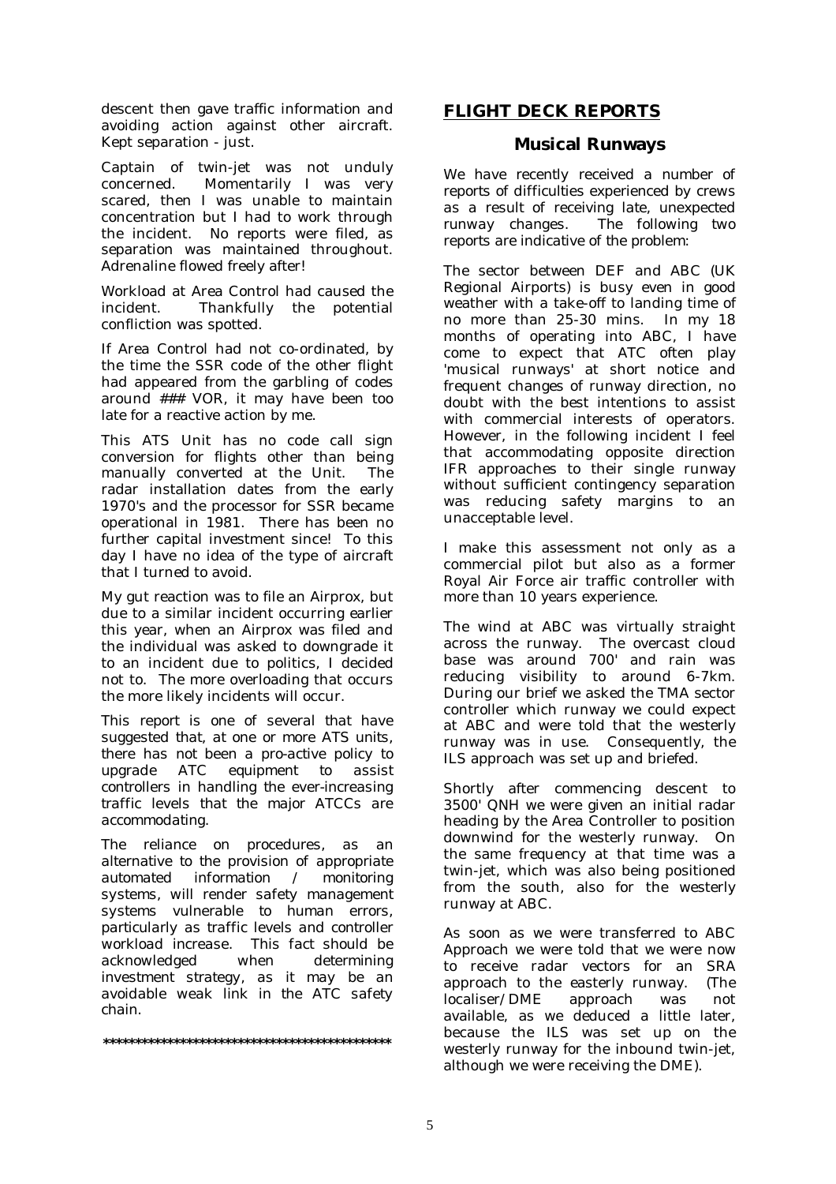descent then gave traffic information and avoiding action against other aircraft. Kept separation - just.

Captain of twin-jet was not unduly concerned. Momentarily I was very scared, then I was unable to maintain concentration but I had to work through the incident. No reports were filed, as separation was maintained throughout. Adrenaline flowed freely after!

Workload at Area Control had caused the incident. Thankfully the potential confliction was spotted.

If Area Control had not co-ordinated, by the time the SSR code of the other flight had appeared from the garbling of codes around ### VOR, it may have been too late for a reactive action by me.

This ATS Unit has no code call sign conversion for flights other than being manually converted at the Unit. The radar installation dates from the early 1970's and the processor for SSR became operational in 1981. There has been no further capital investment since! To this day I have no idea of the type of aircraft that I turned to avoid.

My gut reaction was to file an Airprox, but due to a similar incident occurring earlier this year, when an Airprox was filed and the individual was asked to downgrade it to an incident due to politics, I decided not to. The more overloading that occurs the more likely incidents will occur.

This report is one of several that have suggested that, at one or more ATS units, there has not been a pro-active policy to upgrade ATC equipment to assist controllers in handling the ever-increasing traffic levels that the major ATCCs are accommodating.

The reliance on procedures, as an alternative to the provision of appropriate automated information / monitoring systems, will render safety management systems vulnerable to human errors, particularly as traffic levels and controller workload increase. This fact should be acknowledged when determining investment strategy, as it may be an avoidable weak link in the ATC safety chain.

*********************************************

## FLIGHT DECK REPORTS

### Musical Runways

We have recently received a number of reports of difficulties experienced by crews as a result of receiving late, unexpected runway changes. The following two reports are indicative of the problem:

The sector between DEF and ABC (UK Regional Airports) is busy even in good weather with a take-off to landing time of no more than 25-30 mins. In my 18 months of operating into ABC, I have come to expect that ATC often play 'musical runways' at short notice and frequent changes of runway direction, no doubt with the best intentions to assist with commercial interests of operators. However, in the following incident I feel that accommodating opposite direction IFR approaches to their single runway without sufficient contingency separation was reducing safety margins to an unacceptable level.

I make this assessment not only as a commercial pilot but also as a former Royal Air Force air traffic controller with more than 10 years experience.

The wind at ABC was virtually straight across the runway. The overcast cloud base was around 700' and rain was reducing visibility to around 6-7km. During our brief we asked the TMA sector controller which runway we could expect at ABC and were told that the westerly runway was in use. Consequently, the ILS approach was set up and briefed.

Shortly after commencing descent to 3500' QNH we were given an initial radar heading by the Area Controller to position downwind for the westerly runway. On the same frequency at that time was a twin-jet, which was also being positioned from the south, also for the westerly runway at ABC.

As soon as we were transferred to ABC Approach we were told that we were now to receive radar vectors for an SRA approach to the easterly runway. (The localiser/DME approach was not available, as we deduced a little later, because the ILS was set up on the westerly runway for the inbound twin-jet, although we were receiving the DME).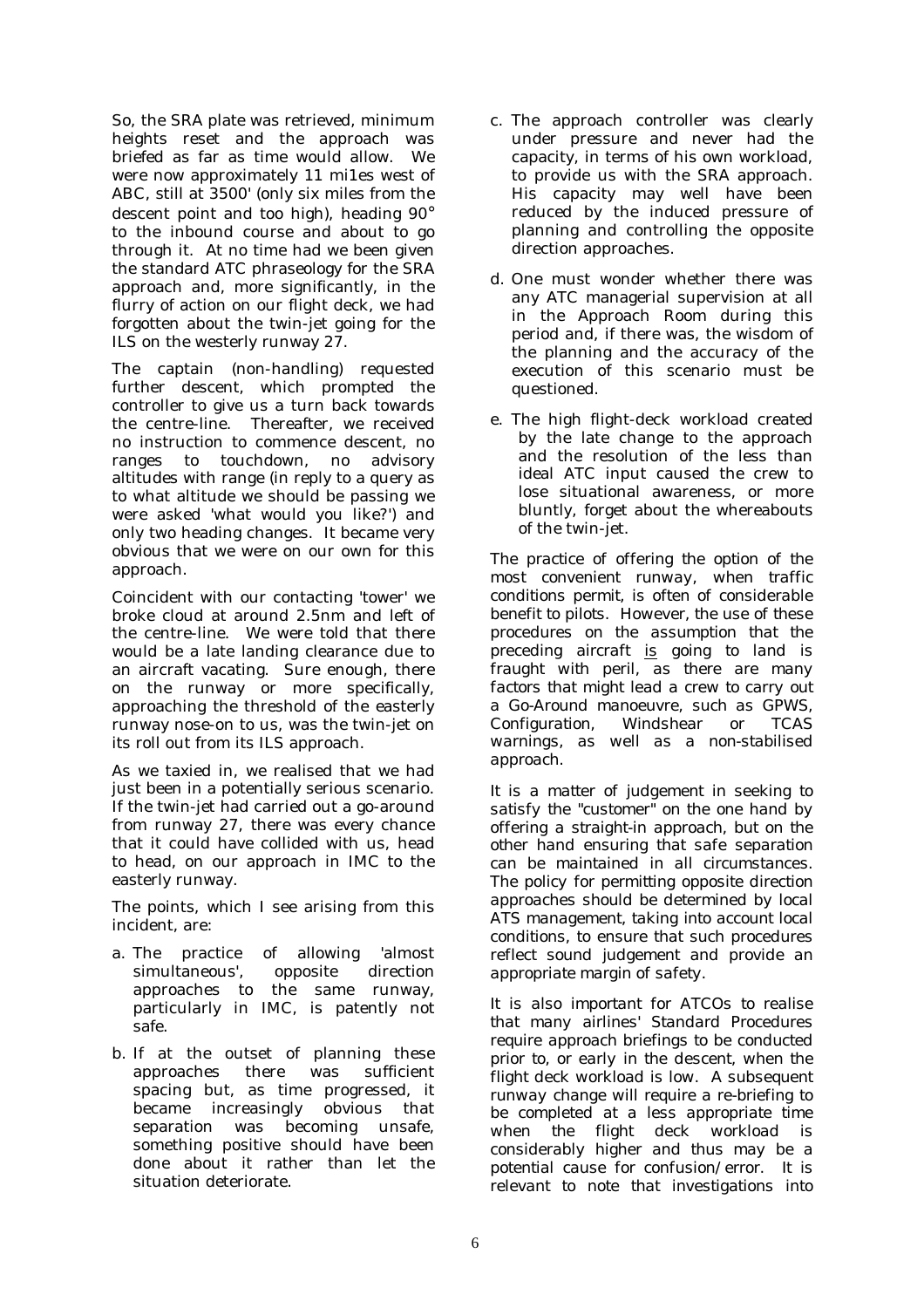So, the SRA plate was retrieved, minimum heights reset and the approach was briefed as far as time would allow. We were now approximately 11 mi1es west of ABC, still at 3500' (only six miles from the descent point and too high), heading 90° to the inbound course and about to go through it. At no time had we been given the standard ATC phraseology for the SRA approach and, more significantly, in the flurry of action on our flight deck, we had forgotten about the twin-jet going for the ILS on the westerly runway 27.

The captain (non-handling) requested further descent, which prompted the controller to give us a turn back towards the centre-line. Thereafter, we received no instruction to commence descent, no ranges to touchdown, no advisory altitudes with range (in reply to a query as to what altitude we should be passing we were asked 'what would you like?') and only two heading changes. It became very obvious that we were on our own for this approach.

Coincident with our contacting 'tower' we broke cloud at around 2.5nm and left of the centre-line. We were told that there would be a late landing clearance due to an aircraft vacating. Sure enough, there on the runway or more specifically, approaching the threshold of the easterly runway nose-on to us, was the twin-jet on its roll out from its ILS approach.

As we taxied in, we realised that we had just been in a potentially serious scenario. If the twin-jet had carried out a go-around from runway 27, there was every chance that it could have collided with us, head to head, on our approach in IMC to the easterly runway.

The points, which I see arising from this incident, are:

a. The practice of allowing 'almost simultaneous', opposite direction approaches to the same runway, particularly in IMC, is patently not safe.

b. If at the outset of planning these approaches there was sufficient spacing but, as time progressed, it became increasingly obvious that separation was becoming unsafe, something positive should have been done about it rather than let the situation deteriorate.

c. The approach controller was clearly under pressure and never had the capacity, in terms of his own workload, to provide us with the SRA approach. His capacity may well have been reduced by the induced pressure of planning and controlling the opposite direction approaches.

d. One must wonder whether there was any ATC managerial supervision at all in the Approach Room during this period and, if there was, the wisdom of the planning and the accuracy of the execution of this scenario must be questioned.

e. The high flight-deck workload created by the late change to the approach and the resolution of the less than ideal ATC input caused the crew to lose situational awareness, or more bluntly, forget about the whereabouts of the twin-jet.

The practice of offering the option of the most convenient runway, when traffic conditions permit, is often of considerable benefit to pilots. However, the use of these procedures on the assumption that the preceding aircraft <u>is</u> going to land is fraught with peril, as there are many factors that might lead a crew to carry out a Go-Around manoeuvre, such as GPWS, Configuration, Windshear or TCAS warnings, as well as a non-stabilised approach.

It is a matter of judgement in seeking to satisfy the "customer" on the one hand by offering a straight-in approach, but on the other hand ensuring that safe separation can be maintained in all circumstances. The policy for permitting opposite direction approaches should be determined by local ATS management, taking into account local conditions, to ensure that such procedures reflect sound judgement and provide an appropriate margin of safety.

It is also important for ATCOs to realise that many airlines' Standard Procedures require approach briefings to be conducted prior to, or early in the descent, when the flight deck workload is low. A subsequent runway change will require a re-briefing to be completed at a less appropriate time when the flight deck workload is considerably higher and thus may be a potential cause for confusion/error. It is relevant to note that investigations into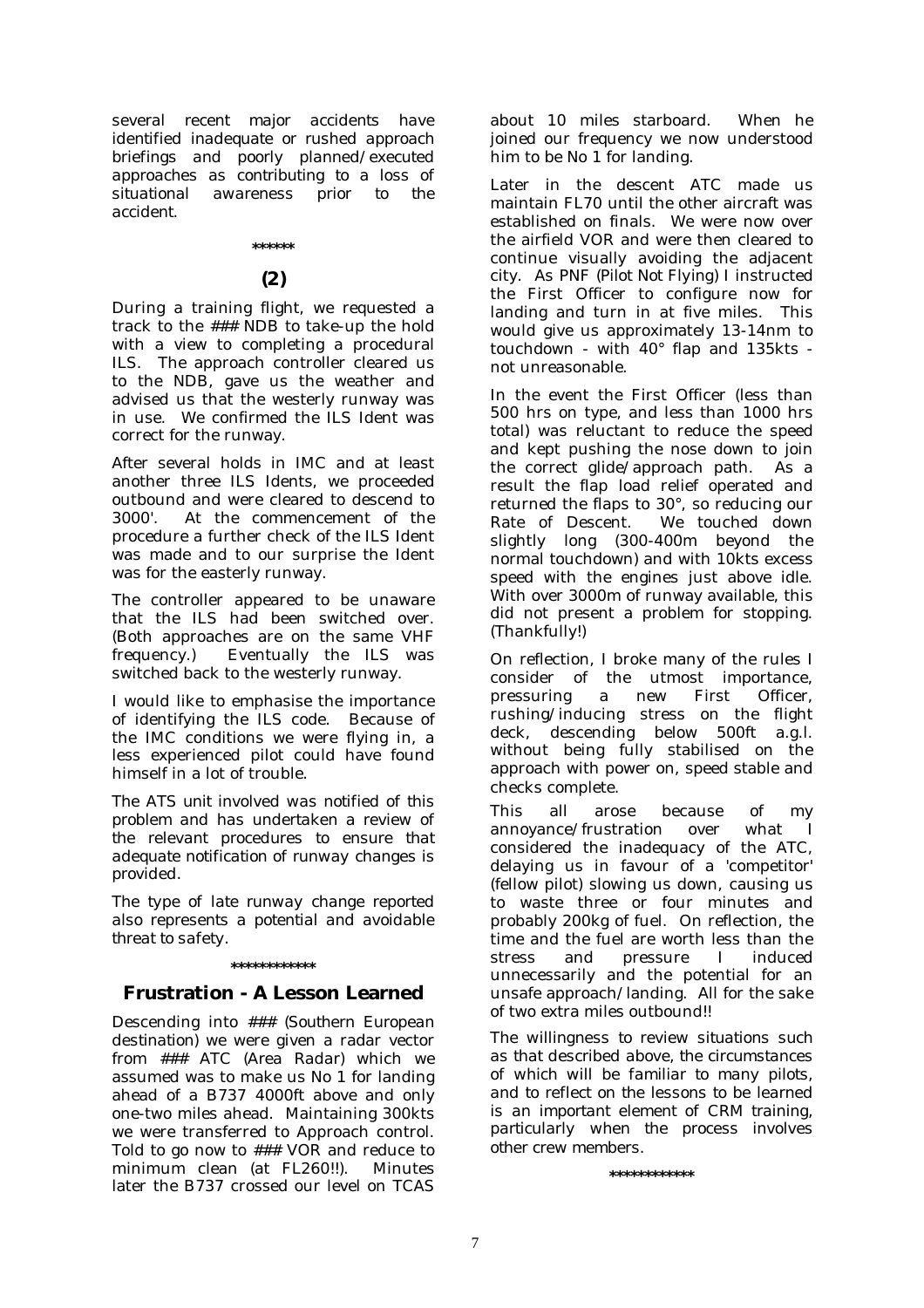several recent major accidents have identified inadequate or rushed approach briefings and poorly planned/executed approaches as contributing to a loss of situational awareness prior to the accident.

\*\*\*\*\*\*

## (2)

During a training flight, we requested a track to the ### NDB to take-up the hold with a view to completing a procedural ILS. The approach controller cleared us to the NDB, gave us the weather and advised us that the westerly runway was in use. We confirmed the ILS Ident was correct for the runway.

After several holds in IMC and at least another three ILS Idents, we proceeded outbound and were cleared to descend to 3000'. At the commencement of the procedure a further check of the ILS Ident was made and to our surprise the Ident was for the easterly runway.

The controller appeared to be unaware that the ILS had been switched over. (Both approaches are on the same VHF frequency.) Eventually the ILS was switched back to the westerly runway.

I would like to emphasise the importance of identifying the ILS code. Because of the IMC conditions we were flying in, a less experienced pilot could have found himself in a lot of trouble.

The ATS unit involved was notified of this problem and has undertaken a review of the relevant procedures to ensure that adequate notification of runway changes is provided.

The type of late runway change reported also represents a potential and avoidable threat to safety.

\*\*\*\*\*\*\*\*\*\*\*\*

## Frustration - A Lesson Learned

Descending into ### (Southern European destination) we were given a radar vector from ### ATC (Area Radar) which we assumed was to make us No 1 for landing ahead of a B737 4000ft above and only one-two miles ahead. Maintaining 300kts we were transferred to Approach control. Told to go now to ### VOR and reduce to minimum clean (at FL260!!). Minutes later the B737 crossed our level on TCAS about 10 miles starboard. When he joined our frequency we now understood him to be No 1 for landing.

Later in the descent ATC made us maintain FL70 until the other aircraft was established on finals. We were now over the airfield VOR and were then cleared to continue visually avoiding the adjacent city. As PNF (Pilot Not Flying) I instructed the First Officer to configure now for landing and turn in at five miles. This would give us approximately 13-14nm to touchdown - with 40° flap and 135kts - not unreasonable.

In the event the First Officer (less than 500 hrs on type, and less than 1000 hrs total) was reluctant to reduce the speed and kept pushing the nose down to join the correct glide/approach path. As a result the flap load relief operated and returned the flaps to 30°, so reducing our Rate of Descent. We touched down slightly long (300-400m beyond the normal touchdown) and with 10kts excess speed with the engines just above idle. With over 3000m of runway available, this did not present a problem for stopping. (Thankfully!)

On reflection, I broke many of the rules I consider of the utmost importance, pressuring a new First Officer, rushing/inducing stress on the flight deck, descending below 500ft a.g.l. without being fully stabilised on the approach with power on, speed stable and checks complete.

This all arose because of my annoyance/frustration over what I considered the inadequacy of the ATC, delaying us in favour of a 'competitor' (fellow pilot) slowing us down, causing us to waste three or four minutes and probably 200kg of fuel. On reflection, the time and the fuel are worth less than the stress and pressure I induced unnecessarily and the potential for an unsafe approach/landing. All for the sake of two extra miles outbound!!

The willingness to review situations such as that described above, the circumstances of which will be familiar to many pilots, and to reflect on the lessons to be learned is an important element of CRM training, particularly when the process involves other crew members.

\*\*\*\*\*\*\*\*\*\*\*\*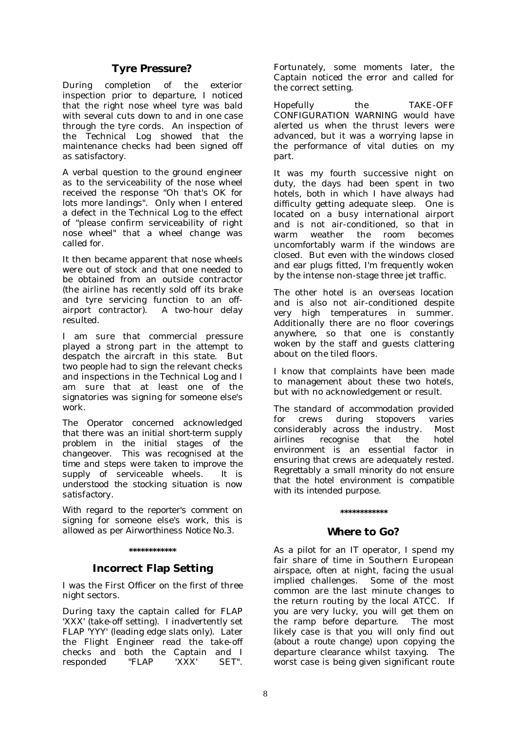## Tyre Pressure?

During completion of the exterior inspection prior to departure, I noticed that the right nose wheel tyre was bald with several cuts down to and in one case through the tyre cords. An inspection of the Technical Log showed that the maintenance checks had been signed off as satisfactory.

A verbal question to the ground engineer as to the serviceability of the nose wheel received the response "Oh that's OK for lots more landings". Only when I entered a defect in the Technical Log to the effect of "please confirm serviceability of right nose wheel" that a wheel change was called for.

It then became apparent that nose wheels were out of stock and that one needed to be obtained from an outside contractor (the airline has recently sold off its brake and tyre servicing function to an off-airport contractor). A two-hour delay resulted.

I am sure that commercial pressure played a strong part in the attempt to despatch the aircraft in this state. But two people had to sign the relevant checks and inspections in the Technical Log and I am sure that at least one of the signatories was signing for someone else's work.

The Operator concerned acknowledged that there was an initial short-term supply problem in the initial stages of the changeover. This was recognised at the time and steps were taken to improve the supply of serviceable wheels. It is understood the stocking situation is now satisfactory.

With regard to the reporter's comment on signing for someone else's work, this is allowed as per Airworthiness Notice No.3.

************

## Incorrect Flap Setting

I was the First Officer on the first of three night sectors.

During taxy the captain called for FLAP 'XXX' (take-off setting). I inadvertently set FLAP 'YYY' (leading edge slats only). Later the Flight Engineer read the take-off checks and both the Captain and I responded "FLAP 'XXX' SET". Fortunately, some moments later, the Captain noticed the error and called for the correct setting.

Hopefully the TAKE-OFF CONFIGURATION WARNING would have alerted us when the thrust levers were advanced, but it was a worrying lapse in the performance of vital duties on my part.

It was my fourth successive night on duty, the days had been spent in two hotels, both in which I have always had difficulty getting adequate sleep. One is located on a busy international airport and is not air-conditioned, so that in warm weather the room becomes uncomfortably warm if the windows are closed. But even with the windows closed and ear plugs fitted, I'm frequently woken by the intense non-stage three jet traffic.

The other hotel is an overseas location and is also not air-conditioned despite very high temperatures in summer. Additionally there are no floor coverings anywhere, so that one is constantly woken by the staff and guests clattering about on the tiled floors.

I know that complaints have been made to management about these two hotels, but with no acknowledgement or result.

The standard of accommodation provided for crews during stopovers varies considerably across the industry. Most airlines recognise that the hotel environment is an essential factor in ensuring that crews are adequately rested. Regrettably a small minority do not ensure that the hotel environment is compatible with its intended purpose.

************

## Where to Go?

As a pilot for an IT operator, I spend my fair share of time in Southern European airspace, often at night, facing the usual implied challenges. Some of the most common are the last minute changes to the return routing by the local ATCC. If you are very lucky, you will get them on the ramp before departure. The most likely case is that you will only find out (about a route change) upon copying the departure clearance whilst taxying. The worst case is being given significant route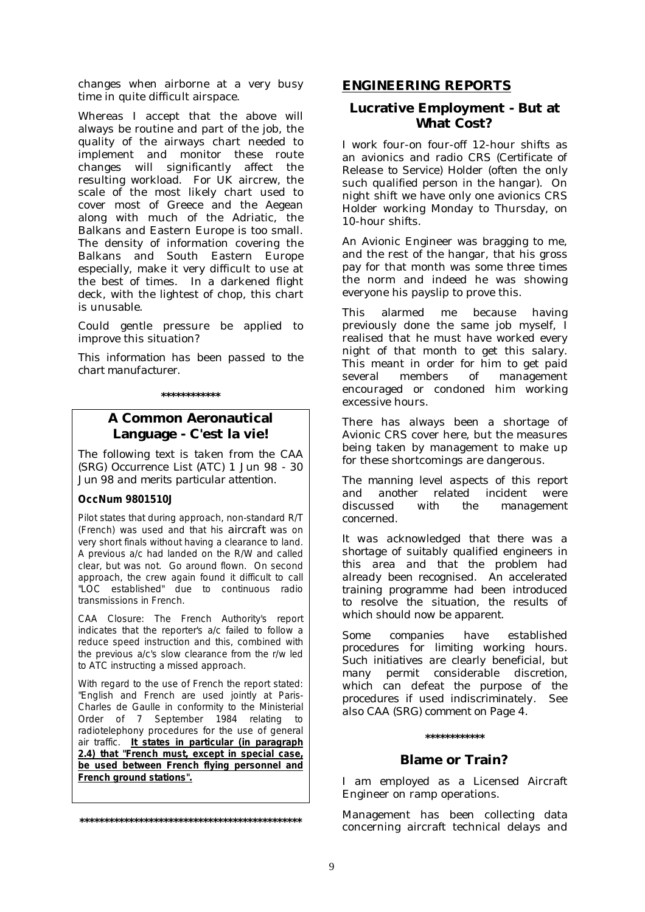changes when airborne at a very busy time in quite difficult airspace.

Whereas I accept that the above will always be routine and part of the job, the quality of the airways chart needed to implement and monitor these route changes will significantly affect the resulting workload. For UK aircrew, the scale of the most likely chart used to cover most of Greece and the Aegean along with much of the Adriatic, the Balkans and Eastern Europe is too small. The density of information covering the Balkans and South Eastern Europe especially, make it very difficult to use at the best of times. In a darkened flight deck, with the lightest of chop, this chart is unusable.

Could gentle pressure be applied to improve this situation?

*This information has been passed to the chart manufacturer.*

\*\*\*\*\*\*\*\*\*\*\*\*

### A Common Aeronautical Language - C'est la vie!

The following text is taken from the CAA (SRG) Occurrence List (ATC) 1 Jun 98 - 30 Jun 98 and merits particular attention.

**OccNum 9801510J**

Pilot states that during approach, non-standard R/T (French) was used and that his aircraft was on very short finals without having a clearance to land. A previous a/c had landed on the R/W and called clear, but was not. Go around flown. On second approach, the crew again found it difficult to call "LOC established" due to continuous radio transmissions in French.

CAA Closure: The French Authority's report indicates that the reporter's a/c failed to follow a reduce speed instruction and this, combined with the previous a/c's slow clearance from the r/w led to ATC instructing a missed approach.

With regard to the use of French the report stated: "English and French are used jointly at Paris-Charles de Gaulle in conformity to the Ministerial Order of 7 September 1984 relating to radiotelephony procedures for the use of general air traffic. **It states in particular (in paragraph 2.4) that "French must, except in special case, be used between French flying personnel and French ground stations".**

\*\*\*\*\*\*\*\*\*\*\*\*\*\*\*\*\*\*\*\*\*\*\*\*\*\*\*\*\*\*\*\*\*\*\*\*\*\*\*\*\*\*\*\*\*\*

## ENGINEERING REPORTS

### Lucrative Employment - But at What Cost?

I work four-on four-off 12-hour shifts as an avionics and radio CRS (Certificate of Release to Service) Holder (often the only such qualified person in the hangar). On night shift we have only one avionics CRS Holder working Monday to Thursday, on 10-hour shifts.

An Avionic Engineer was bragging to me, and the rest of the hangar, that his gross pay for that month was some three times the norm and indeed he was showing everyone his payslip to prove this.

This alarmed me because having previously done the same job myself, I realised that he must have worked every night of that month to get this salary. This meant in order for him to get paid several members of management encouraged or condoned him working excessive hours.

There has always been a shortage of Avionic CRS cover here, but the measures being taken by management to make up for these shortcomings are dangerous.

*The manning level aspects of this report and another related incident were discussed with the management concerned.*

*It was acknowledged that there was a shortage of suitably qualified engineers in this area and that the problem had already been recognised. An accelerated training programme had been introduced to resolve the situation, the results of which should now be apparent.*

*Some companies have established procedures for limiting working hours. Such initiatives are clearly beneficial, but many permit considerable discretion, which can defeat the purpose of the procedures if used indiscriminately. See also CAA (SRG) comment on Page 4.*

\*\*\*\*\*\*\*\*\*\*\*\*

### Blame or Train?

I am employed as a Licensed Aircraft Engineer on ramp operations.

Management has been collecting data concerning aircraft technical delays and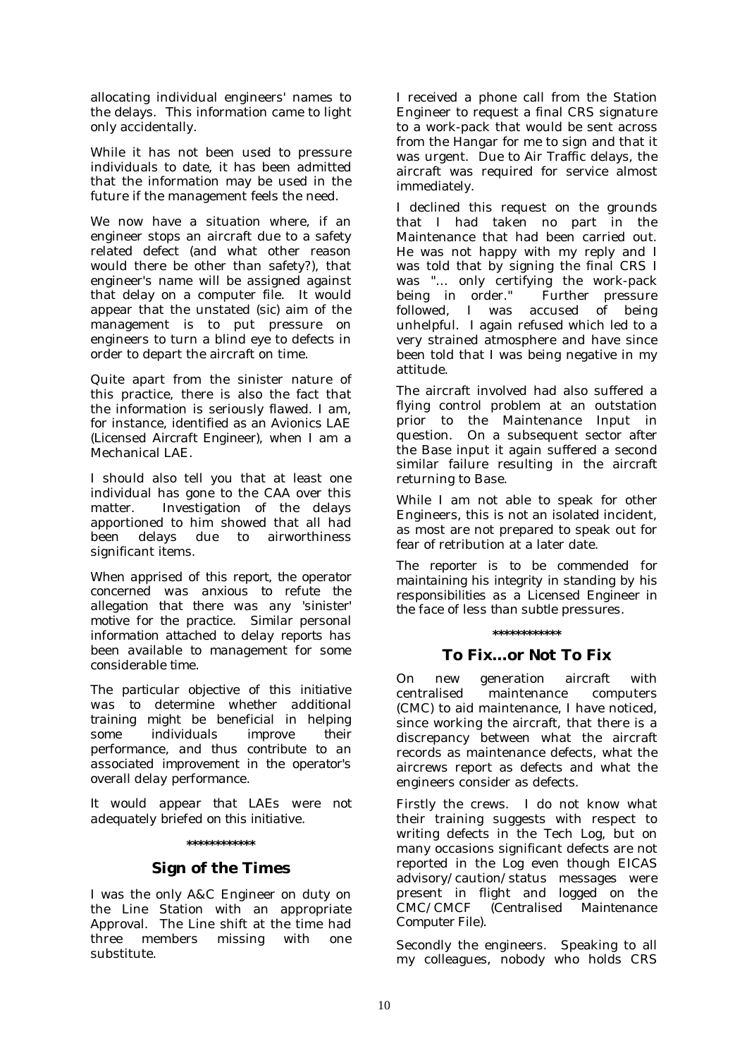allocating individual engineers' names to the delays. This information came to light only accidentally.

While it has not been used to pressure individuals to date, it has been admitted that the information may be used in the future if the management feels the need.

We now have a situation where, if an engineer stops an aircraft due to a safety related defect (and what other reason would there be other than safety?), that engineer's name will be assigned against that delay on a computer file. It would appear that the unstated (sic) aim of the management is to put pressure on engineers to turn a blind eye to defects in order to depart the aircraft on time.

Quite apart from the sinister nature of this practice, there is also the fact that the information is seriously flawed. I am, for instance, identified as an Avionics LAE (Licensed Aircraft Engineer), when I am a Mechanical LAE.

I should also tell you that at least one individual has gone to the CAA over this matter. Investigation of the delays apportioned to him showed that all had been delays due to airworthiness significant items.

When apprised of this report, the operator concerned was anxious to refute the allegation that there was any 'sinister' motive for the practice. Similar personal information attached to delay reports has been available to management for some considerable time.

The particular objective of this initiative was to determine whether additional training might be beneficial in helping some individuals improve their performance, and thus contribute to an associated improvement in the operator's overall delay performance.

It would appear that LAEs were not adequately briefed on this initiative.

\*\*\*\*\*\*\*\*\*\*\*\*

## Sign of the Times

I was the only A&C Engineer on duty on the Line Station with an appropriate Approval. The Line shift at the time had three members missing with one substitute.

I received a phone call from the Station Engineer to request a final CRS signature to a work-pack that would be sent across from the Hangar for me to sign and that it was urgent. Due to Air Traffic delays, the aircraft was required for service almost immediately.

I declined this request on the grounds that I had taken no part in the Maintenance that had been carried out. He was not happy with my reply and I was told that by signing the final CRS I was "... only certifying the work-pack being in order." Further pressure followed, I was accused of being unhelpful. I again refused which led to a very strained atmosphere and have since been told that I was being negative in my attitude.

The aircraft involved had also suffered a flying control problem at an outstation prior to the Maintenance Input in question. On a subsequent sector after the Base input it again suffered a second similar failure resulting in the aircraft returning to Base.

While I am not able to speak for other Engineers, this is not an isolated incident, as most are not prepared to speak out for fear of retribution at a later date.

The reporter is to be commended for maintaining his integrity in standing by his responsibilities as a Licensed Engineer in the face of less than subtle pressures.

\*\*\*\*\*\*\*\*\*\*\*\*

## To Fix...or Not To Fix

On new generation aircraft with centralised maintenance computers (CMC) to aid maintenance, I have noticed, since working the aircraft, that there is a discrepancy between what the aircraft records as maintenance defects, what the aircrews report as defects and what the engineers consider as defects.

Firstly the crews. I do not know what their training suggests with respect to writing defects in the Tech Log, but on many occasions significant defects are not reported in the Log even though EICAS advisory/caution/status messages were present in flight and logged on the CMC/CMCF (Centralised Maintenance Computer File).

Secondly the engineers. Speaking to all my colleagues, nobody who holds CRS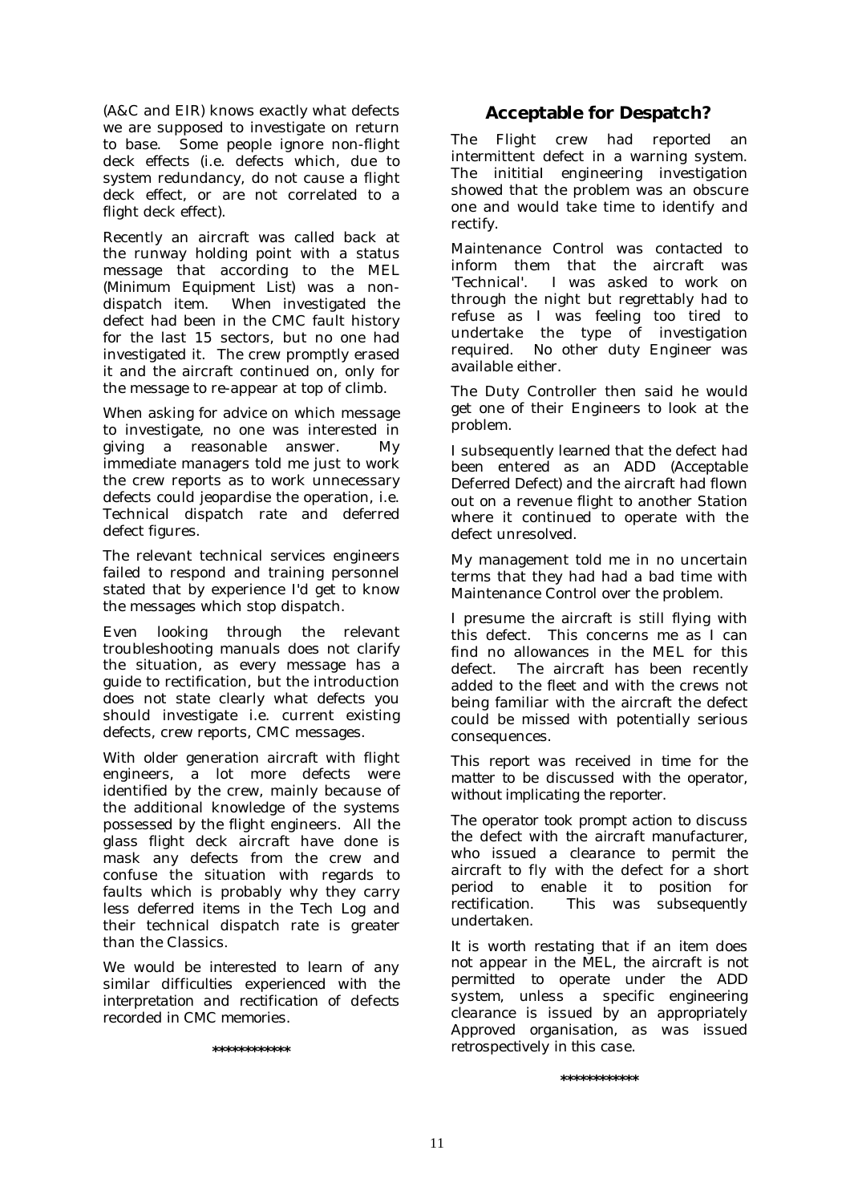(A&C and EIR) knows exactly what defects we are supposed to investigate on return to base. Some people ignore non-flight deck effects (i.e. defects which, due to system redundancy, do not cause a flight deck effect, or are not correlated to a flight deck effect).

Recently an aircraft was called back at the runway holding point with a status message that according to the MEL (Minimum Equipment List) was a non-dispatch item. When investigated the defect had been in the CMC fault history for the last 15 sectors, but no one had investigated it. The crew promptly erased it and the aircraft continued on, only for the message to re-appear at top of climb.

When asking for advice on which message to investigate, no one was interested in giving a reasonable answer. My immediate managers told me just to work the crew reports as to work unnecessary defects could jeopardise the operation, i.e. Technical dispatch rate and deferred defect figures.

The relevant technical services engineers failed to respond and training personnel stated that by experience I'd get to know the messages which stop dispatch.

Even looking through the relevant troubleshooting manuals does not clarify the situation, as every message has a guide to rectification, but the introduction does not state clearly what defects you should investigate i.e. current existing defects, crew reports, CMC messages.

With older generation aircraft with flight engineers, a lot more defects were identified by the crew, mainly because of the additional knowledge of the systems possessed by the flight engineers. All the glass flight deck aircraft have done is mask any defects from the crew and confuse the situation with regards to faults which is probably why they carry less deferred items in the Tech Log and their technical dispatch rate is greater than the Classics.

*We would be interested to learn of any similar difficulties experienced with the interpretation and rectification of defects recorded in CMC memories.*

\*\*\*\*\*\*\*\*\*\*\*\*

## Acceptable for Despatch?

The Flight crew had reported an intermittent defect in a warning system. The inititial engineering investigation showed that the problem was an obscure one and would take time to identify and rectify.

Maintenance Control was contacted to inform them that the aircraft was 'Technical'. I was asked to work on through the night but regrettably had to refuse as I was feeling too tired to undertake the type of investigation required. No other duty Engineer was available either.

The Duty Controller then said he would get one of their Engineers to look at the problem.

I subsequently learned that the defect had been entered as an ADD (Acceptable Deferred Defect) and the aircraft had flown out on a revenue flight to another Station where it continued to operate with the defect unresolved.

My management told me in no uncertain terms that they had had a bad time with Maintenance Control over the problem.

I presume the aircraft is still flying with this defect. This concerns me as I can find no allowances in the MEL for this defect. The aircraft has been recently added to the fleet and with the crews not being familiar with the aircraft the defect could be missed with potentially serious consequences.

*This report was received in time for the matter to be discussed with the operator, without implicating the reporter.*

*The operator took prompt action to discuss the defect with the aircraft manufacturer, who issued a clearance to permit the aircraft to fly with the defect for a short period to enable it to position for rectification. This was subsequently undertaken.*

*It is worth restating that if an item does not appear in the MEL, the aircraft is not permitted to operate under the ADD system, unless a specific engineering clearance is issued by an appropriately Approved organisation, as was issued retrospectively in this case.*

\*\*\*\*\*\*\*\*\*\*\*\*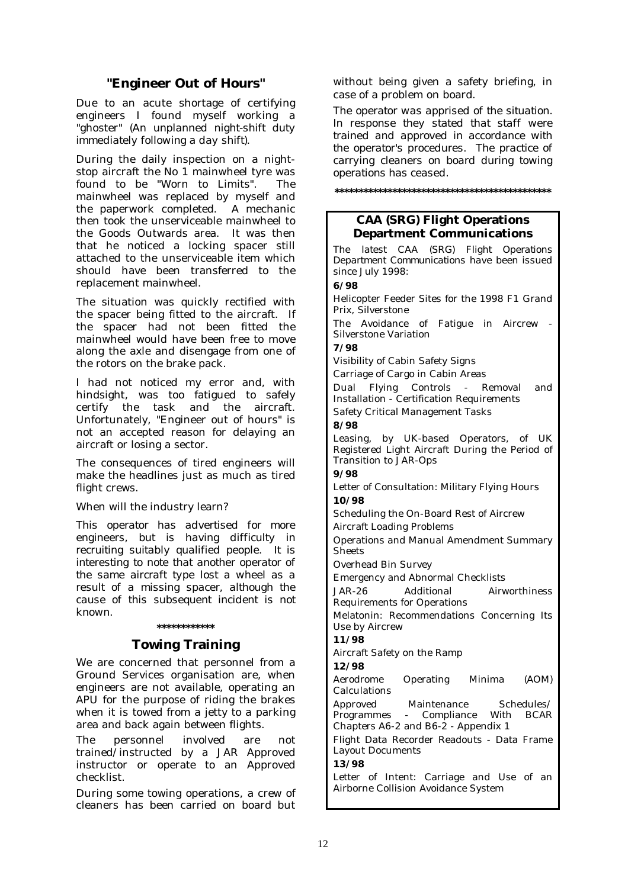## "Engineer Out of Hours"

Due to an acute shortage of certifying engineers I found myself working a "ghoster" (An unplanned night-shift duty immediately following a day shift).

During the daily inspection on a night-stop aircraft the No 1 mainwheel tyre was found to be "Worn to Limits". The mainwheel was replaced by myself and the paperwork completed. A mechanic then took the unserviceable mainwheel to the Goods Outwards area. It was then that he noticed a locking spacer still attached to the unserviceable item which should have been transferred to the replacement mainwheel.

The situation was quickly rectified with the spacer being fitted to the aircraft. If the spacer had not been fitted the mainwheel would have been free to move along the axle and disengage from one of the rotors on the brake pack.

I had not noticed my error and, with hindsight, was too fatigued to safely certify the task and the aircraft. Unfortunately, "Engineer out of hours" is not an accepted reason for delaying an aircraft or losing a sector.

The consequences of tired engineers will make the headlines just as much as tired flight crews.

When will the industry learn?

This operator has advertised for more engineers, but is having difficulty in recruiting suitably qualified people. It is interesting to note that another operator of the same aircraft type lost a wheel as a result of a missing spacer, although the cause of this subsequent incident is not known.

************

## Towing Training

We are concerned that personnel from a Ground Services organisation are, when engineers are not available, operating an APU for the purpose of riding the brakes when it is towed from a jetty to a parking area and back again between flights.

The personnel involved are not trained/instructed by a JAR Approved instructor or operate to an Approved checklist.

During some towing operations, a crew of cleaners has been carried on board but without being given a safety briefing, in case of a problem on board.

The operator was apprised of the situation. In response they stated that staff were trained and approved in accordance with the operator's procedures. The practice of carrying cleaners on board during towing operations has ceased.

**********************************************

## CAA (SRG) Flight Operations Department Communications

The latest CAA (SRG) Flight Operations Department Communications have been issued since July 1998:

**6/98**

Helicopter Feeder Sites for the 1998 F1 Grand Prix, Silverstone

The Avoidance of Fatigue in Aircrew - Silverstone Variation

**7/98**

Visibility of Cabin Safety Signs

Carriage of Cargo in Cabin Areas

Dual Flying Controls - Removal and Installation - Certification Requirements

Safety Critical Management Tasks

**8/98**

Leasing, by UK-based Operators, of UK Registered Light Aircraft During the Period of Transition to JAR-Ops

**9/98**

Letter of Consultation: Military Flying Hours

**10/98**

Scheduling the On-Board Rest of Aircrew

Aircraft Loading Problems

Operations and Manual Amendment Summary Sheets

Overhead Bin Survey

Emergency and Abnormal Checklists

JAR-26 Additional Airworthiness Requirements for Operations

Melatonin: Recommendations Concerning Its Use by Aircrew

**11/98**

Aircraft Safety on the Ramp

**12/98**

Aerodrome Operating Minima (AOM) Calculations

Approved Maintenance Schedules/ Programmes - Compliance With BCAR Chapters A6-2 and B6-2 - Appendix 1

Flight Data Recorder Readouts - Data Frame Layout Documents

**13/98**

Letter of Intent: Carriage and Use of an Airborne Collision Avoidance System